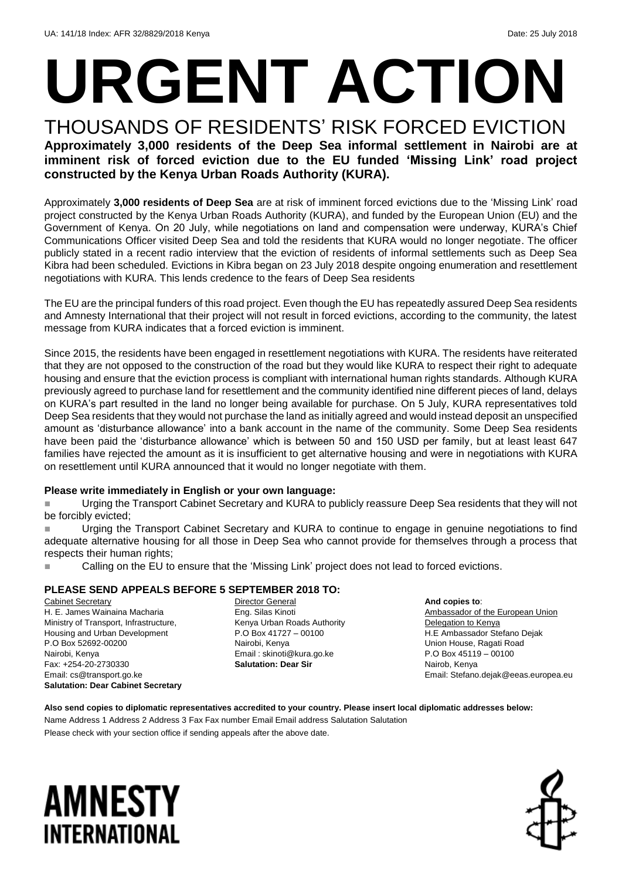UA: 141/18 Index: AFR 32/8829/2018 Kenya Date: 25 July 2018

# URGENT ACTION

## THOUSANDS OF RESIDENTS' RISK FORCED EVICTION

**Approximately 3,000 residents of the Deep Sea informal settlement in Nairobi are at imminent risk of forced eviction due to the EU funded 'Missing Link' road project constructed by the Kenya Urban Roads Authority (KURA).**

Approximately **3,000 residents of Deep Sea** are at risk of imminent forced evictions due to the 'Missing Link' road project constructed by the Kenya Urban Roads Authority (KURA), and funded by the European Union (EU) and the Government of Kenya. On 20 July, while negotiations on land and compensation were underway, KURA's Chief Communications Officer visited Deep Sea and told the residents that KURA would no longer negotiate. The officer publicly stated in a recent radio interview that the eviction of residents of informal settlements such as Deep Sea Kibra had been scheduled. Evictions in Kibra began on 23 July 2018 despite ongoing enumeration and resettlement negotiations with KURA. This lends credence to the fears of Deep Sea residents

The EU are the principal funders of this road project. Even though the EU has repeatedly assured Deep Sea residents and Amnesty International that their project will not result in forced evictions, according to the community, the latest message from KURA indicates that a forced eviction is imminent.

Since 2015, the residents have been engaged in resettlement negotiations with KURA. The residents have reiterated that they are not opposed to the construction of the road but they would like KURA to respect their right to adequate housing and ensure that the eviction process is compliant with international human rights standards. Although KURA previously agreed to purchase land for resettlement and the community identified nine different pieces of land, delays on KURA's part resulted in the land no longer being available for purchase. On 5 July, KURA representatives told Deep Sea residents that they would not purchase the land as initially agreed and would instead deposit an unspecified amount as 'disturbance allowance' into a bank account in the name of the community. Some Deep Sea residents have been paid the 'disturbance allowance' which is between 50 and 150 USD per family, but at least least 647 families have rejected the amount as it is insufficient to get alternative housing and were in negotiations with KURA on resettlement until KURA announced that it would no longer negotiate with them.

**Please write immediately in English or your own language:**

- Urging the Transport Cabinet Secretary and KURA to publicly reassure Deep Sea residents that they will not be forcibly evicted;
- Urging the Transport Cabinet Secretary and KURA to continue to engage in genuine negotiations to find adequate alternative housing for all those in Deep Sea who cannot provide for themselves through a process that respects their human rights;
- Calling on the EU to ensure that the 'Missing Link' project does not lead to forced evictions.

**PLEASE SEND APPEALS BEFORE 5 SEPTEMBER 2018 TO:**

Cabinet Secretary
H. E. James Wainaina Macharia
Ministry of Transport, Infrastructure, Housing and Urban Development
P.O Box 52692-00200
Nairobi, Kenya
Fax: +254-20-2730330
Email: cs@transport.go.ke
**Salutation: Dear Cabinet Secretary**

Director General
Eng. Silas Kinoti
Kenya Urban Roads Authority
P.O Box 41727 – 00100
Nairobi, Kenya
Email : skinoti@kura.go.ke
**Salutation: Dear Sir**

**And copies to**:
Ambassador of the European Union Delegation to Kenya
H.E Ambassador Stefano Dejak
Union House, Ragati Road
P.O Box 45119 – 00100
Nairob, Kenya
Email: Stefano.dejak@eeas.europea.eu

**Also send copies to diplomatic representatives accredited to your country. Please insert local diplomatic addresses below:**

Name Address 1 Address 2 Address 3 Fax Fax number Email Email address Salutation Salutation

Please check with your section office if sending appeals after the above date.

AMNESTY INTERNATIONAL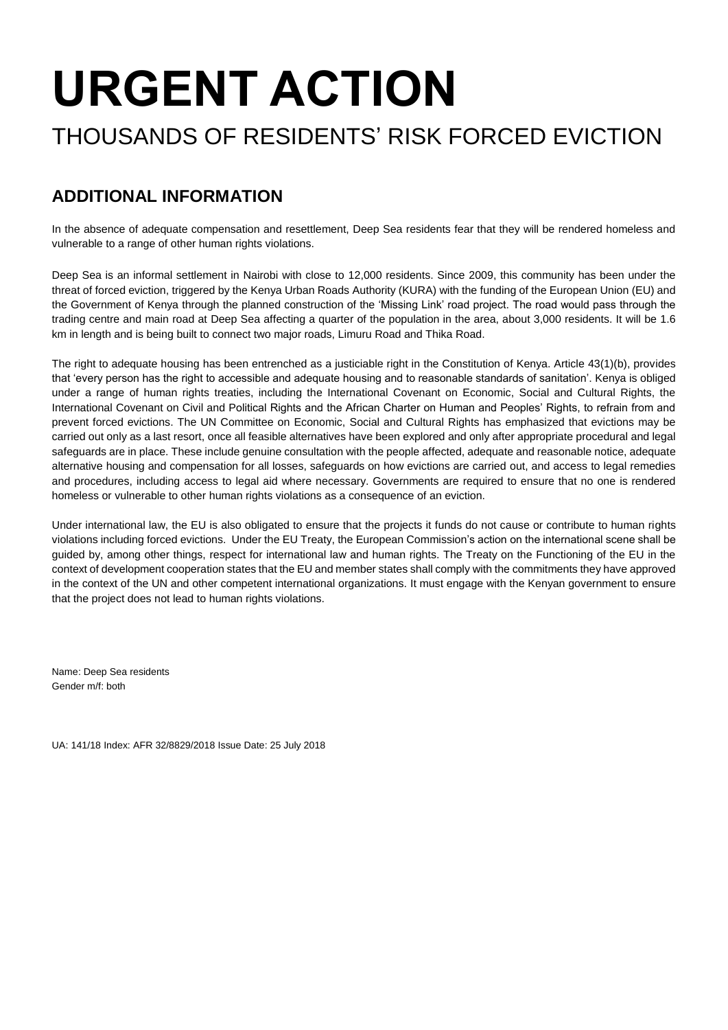# URGENT ACTION

THOUSANDS OF RESIDENTS' RISK FORCED EVICTION

## ADDITIONAL INFORMATION

In the absence of adequate compensation and resettlement, Deep Sea residents fear that they will be rendered homeless and vulnerable to a range of other human rights violations.

Deep Sea is an informal settlement in Nairobi with close to 12,000 residents. Since 2009, this community has been under the threat of forced eviction, triggered by the Kenya Urban Roads Authority (KURA) with the funding of the European Union (EU) and the Government of Kenya through the planned construction of the 'Missing Link' road project. The road would pass through the trading centre and main road at Deep Sea affecting a quarter of the population in the area, about 3,000 residents. It will be 1.6 km in length and is being built to connect two major roads, Limuru Road and Thika Road.

The right to adequate housing has been entrenched as a justiciable right in the Constitution of Kenya. Article 43(1)(b), provides that 'every person has the right to accessible and adequate housing and to reasonable standards of sanitation'. Kenya is obliged under a range of human rights treaties, including the International Covenant on Economic, Social and Cultural Rights, the International Covenant on Civil and Political Rights and the African Charter on Human and Peoples' Rights, to refrain from and prevent forced evictions. The UN Committee on Economic, Social and Cultural Rights has emphasized that evictions may be carried out only as a last resort, once all feasible alternatives have been explored and only after appropriate procedural and legal safeguards are in place. These include genuine consultation with the people affected, adequate and reasonable notice, adequate alternative housing and compensation for all losses, safeguards on how evictions are carried out, and access to legal remedies and procedures, including access to legal aid where necessary. Governments are required to ensure that no one is rendered homeless or vulnerable to other human rights violations as a consequence of an eviction.

Under international law, the EU is also obligated to ensure that the projects it funds do not cause or contribute to human rights violations including forced evictions. Under the EU Treaty, the European Commission's action on the international scene shall be guided by, among other things, respect for international law and human rights. The Treaty on the Functioning of the EU in the context of development cooperation states that the EU and member states shall comply with the commitments they have approved in the context of the UN and other competent international organizations. It must engage with the Kenyan government to ensure that the project does not lead to human rights violations.

Name: Deep Sea residents
Gender m/f: both

UA: 141/18 Index: AFR 32/8829/2018 Issue Date: 25 July 2018